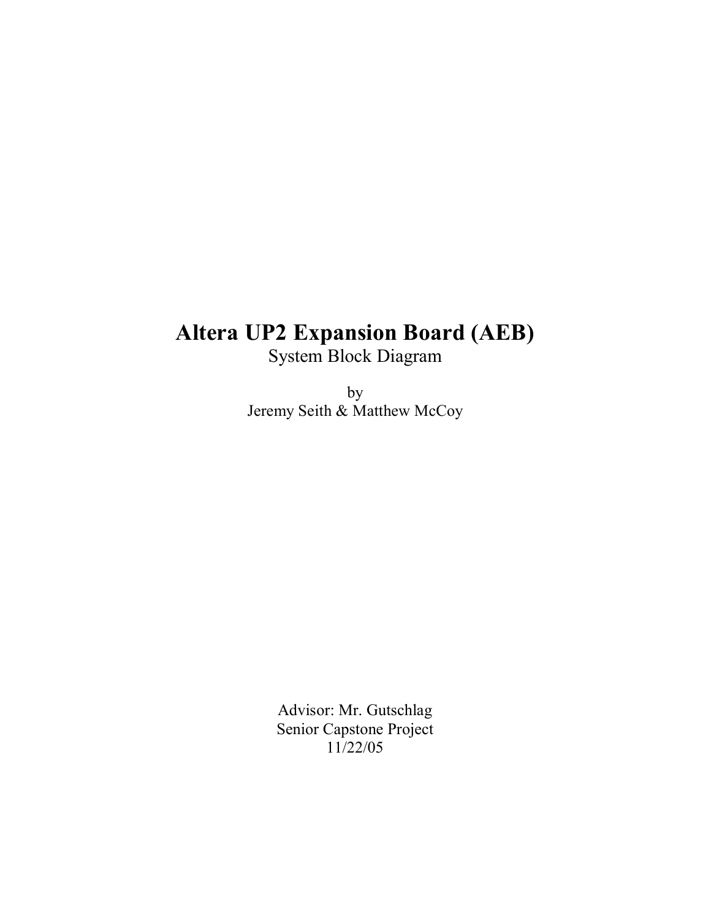# Altera UP2 Expansion Board (AEB)

System Block Diagram

by

Jeremy Seith & Matthew McCoy

Advisor: Mr. Gutschlag

Senior Capstone Project

11/22/05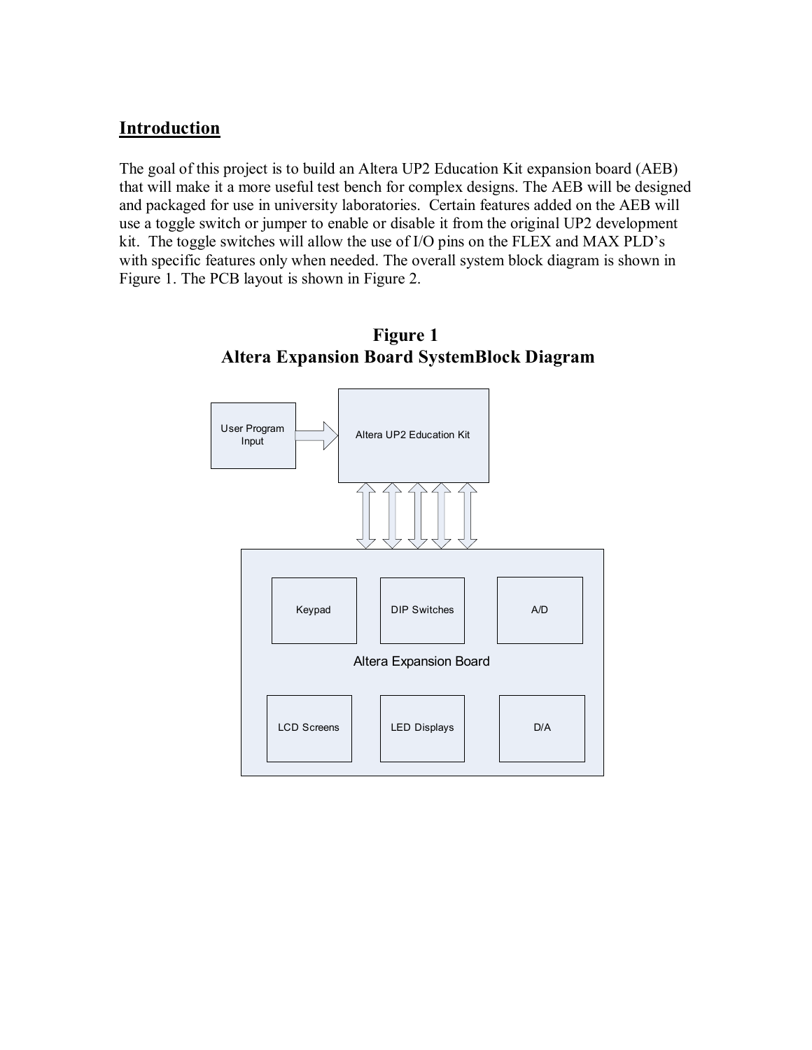## Introduction

The goal of this project is to build an Altera UP2 Education Kit expansion board (AEB) that will make it a more useful test bench for complex designs. The AEB will be designed and packaged for use in university laboratories. Certain features added on the AEB will use a toggle switch or jumper to enable or disable it from the original UP2 development kit. The toggle switches will allow the use of I/O pins on the FLEX and MAX PLD's with specific features only when needed. The overall system block diagram is shown in Figure 1. The PCB layout is shown in Figure 2.

**Figure 1**
**Altera Expansion Board SystemBlock Diagram**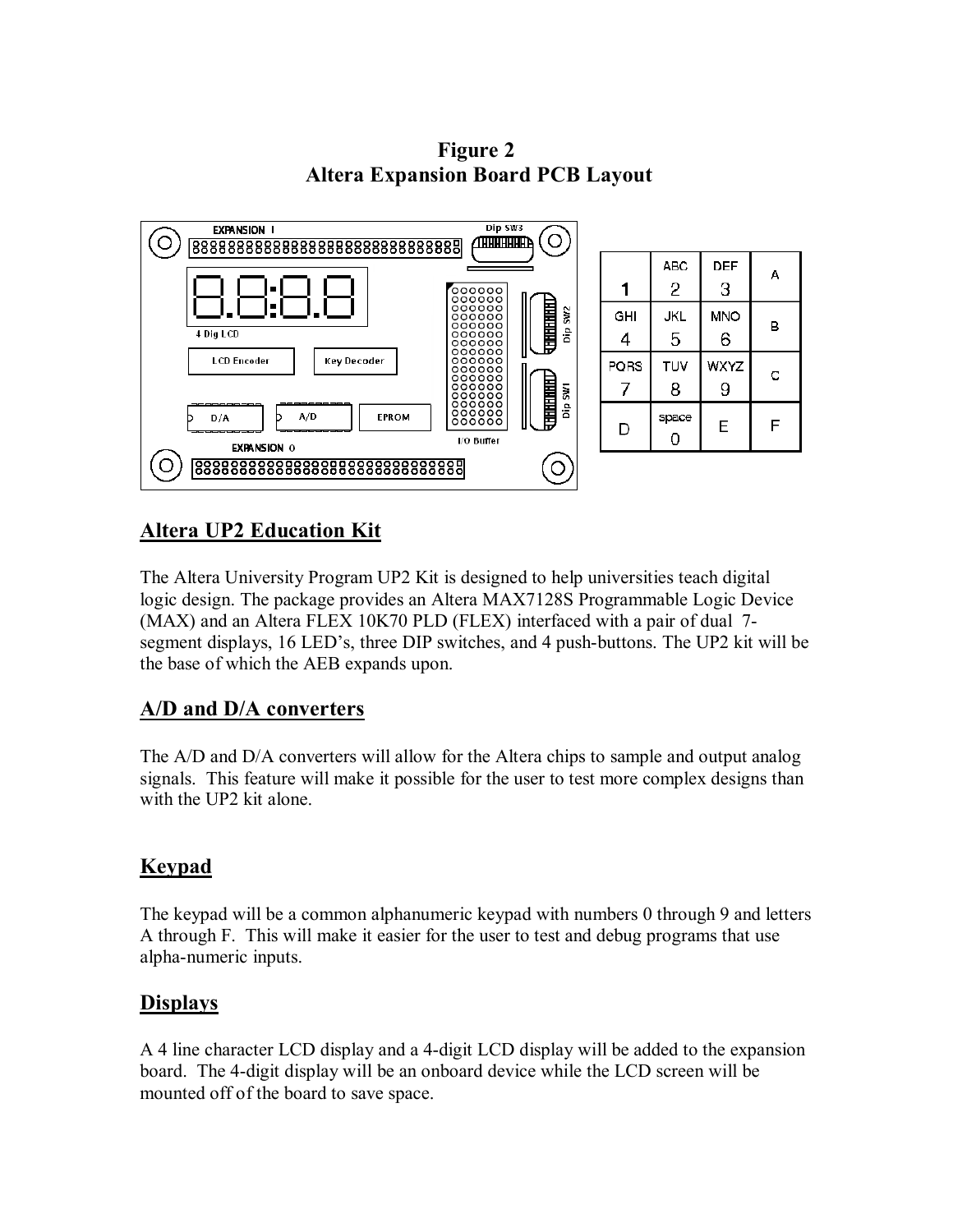**Figure 2**
**Altera Expansion Board PCB Layout**

| | | | |
|---|---|---|---|
| 1 | ABC 2 | DEF 3 | A |
| GHI 4 | JKL 5 | MNO 6 | B |
| PQRS 7 | TUV 8 | WXYZ 9 | C |
| D | space 0 | E | F |

## Altera UP2 Education Kit

The Altera University Program UP2 Kit is designed to help universities teach digital logic design. The package provides an Altera MAX7128S Programmable Logic Device (MAX) and an Altera FLEX 10K70 PLD (FLEX) interfaced with a pair of dual 7-segment displays, 16 LED's, three DIP switches, and 4 push-buttons. The UP2 kit will be the base of which the AEB expands upon.

## A/D and D/A converters

The A/D and D/A converters will allow for the Altera chips to sample and output analog signals. This feature will make it possible for the user to test more complex designs than with the UP2 kit alone.

## Keypad

The keypad will be a common alphanumeric keypad with numbers 0 through 9 and letters A through F. This will make it easier for the user to test and debug programs that use alpha-numeric inputs.

## Displays

A 4 line character LCD display and a 4-digit LCD display will be added to the expansion board. The 4-digit display will be an onboard device while the LCD screen will be mounted off of the board to save space.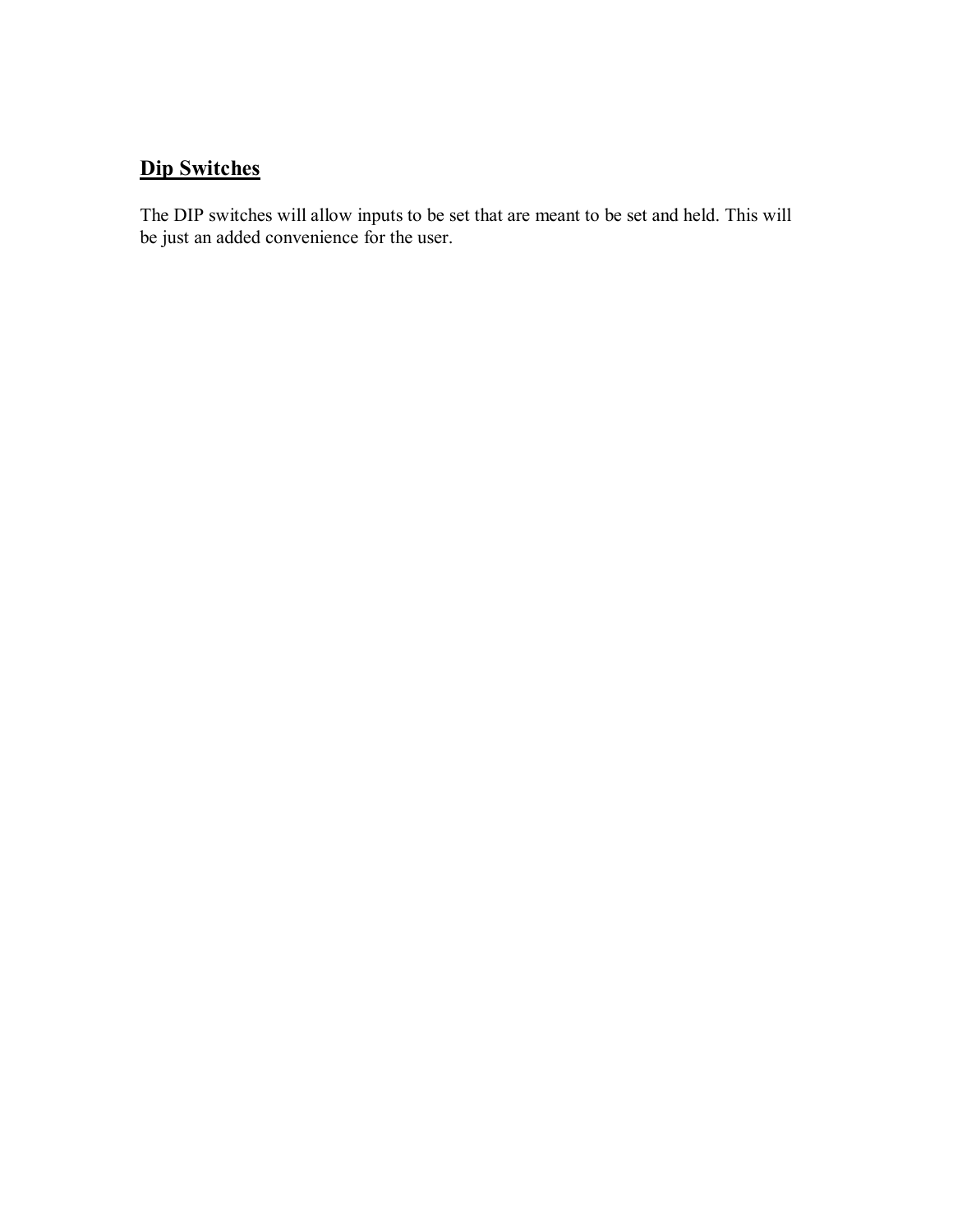## Dip Switches

The DIP switches will allow inputs to be set that are meant to be set and held. This will be just an added convenience for the user.